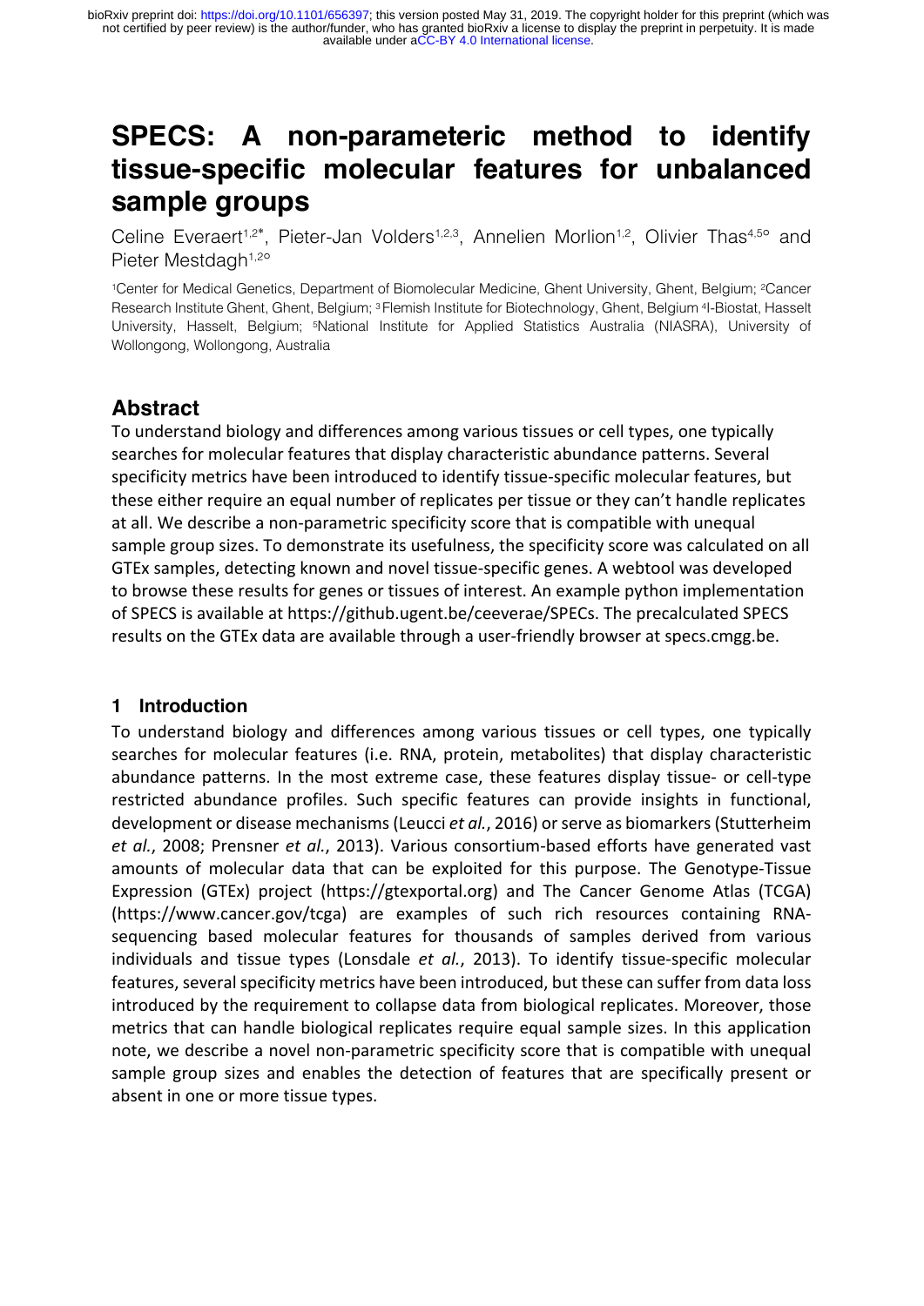# SPECS: A non-parameteric method to identify tissue-specific molecular features for unbalanced sample groups

Celine Everaert[1,2*], Pieter-Jan Volders[1,2,3], Annelien Morlion[1,2], Olivier Thas[4,5°] and Pieter Mestdagh[1,2°]

[1]Center for Medical Genetics, Department of Biomolecular Medicine, Ghent University, Ghent, Belgium; [2]Cancer Research Institute Ghent, Ghent, Belgium; [3]Flemish Institute for Biotechnology, Ghent, Belgium [4]I-Biostat, Hasselt University, Hasselt, Belgium; [5]National Institute for Applied Statistics Australia (NIASRA), University of Wollongong, Wollongong, Australia

## Abstract

To understand biology and differences among various tissues or cell types, one typically searches for molecular features that display characteristic abundance patterns. Several specificity metrics have been introduced to identify tissue-specific molecular features, but these either require an equal number of replicates per tissue or they can't handle replicates at all. We describe a non-parametric specificity score that is compatible with unequal sample group sizes. To demonstrate its usefulness, the specificity score was calculated on all GTEx samples, detecting known and novel tissue-specific genes. A webtool was developed to browse these results for genes or tissues of interest. An example python implementation of SPECS is available at https://github.ugent.be/ceeverae/SPECs. The precalculated SPECS results on the GTEx data are available through a user-friendly browser at specs.cmgg.be.

## 1 Introduction

To understand biology and differences among various tissues or cell types, one typically searches for molecular features (i.e. RNA, protein, metabolites) that display characteristic abundance patterns. In the most extreme case, these features display tissue- or cell-type restricted abundance profiles. Such specific features can provide insights in functional, development or disease mechanisms (Leucci *et al.*, 2016) or serve as biomarkers (Stutterheim *et al.*, 2008; Prensner *et al.*, 2013). Various consortium-based efforts have generated vast amounts of molecular data that can be exploited for this purpose. The Genotype-Tissue Expression (GTEx) project (https://gtexportal.org) and The Cancer Genome Atlas (TCGA) (https://www.cancer.gov/tcga) are examples of such rich resources containing RNA-sequencing based molecular features for thousands of samples derived from various individuals and tissue types (Lonsdale *et al.*, 2013). To identify tissue-specific molecular features, several specificity metrics have been introduced, but these can suffer from data loss introduced by the requirement to collapse data from biological replicates. Moreover, those metrics that can handle biological replicates require equal sample sizes. In this application note, we describe a novel non-parametric specificity score that is compatible with unequal sample group sizes and enables the detection of features that are specifically present or absent in one or more tissue types.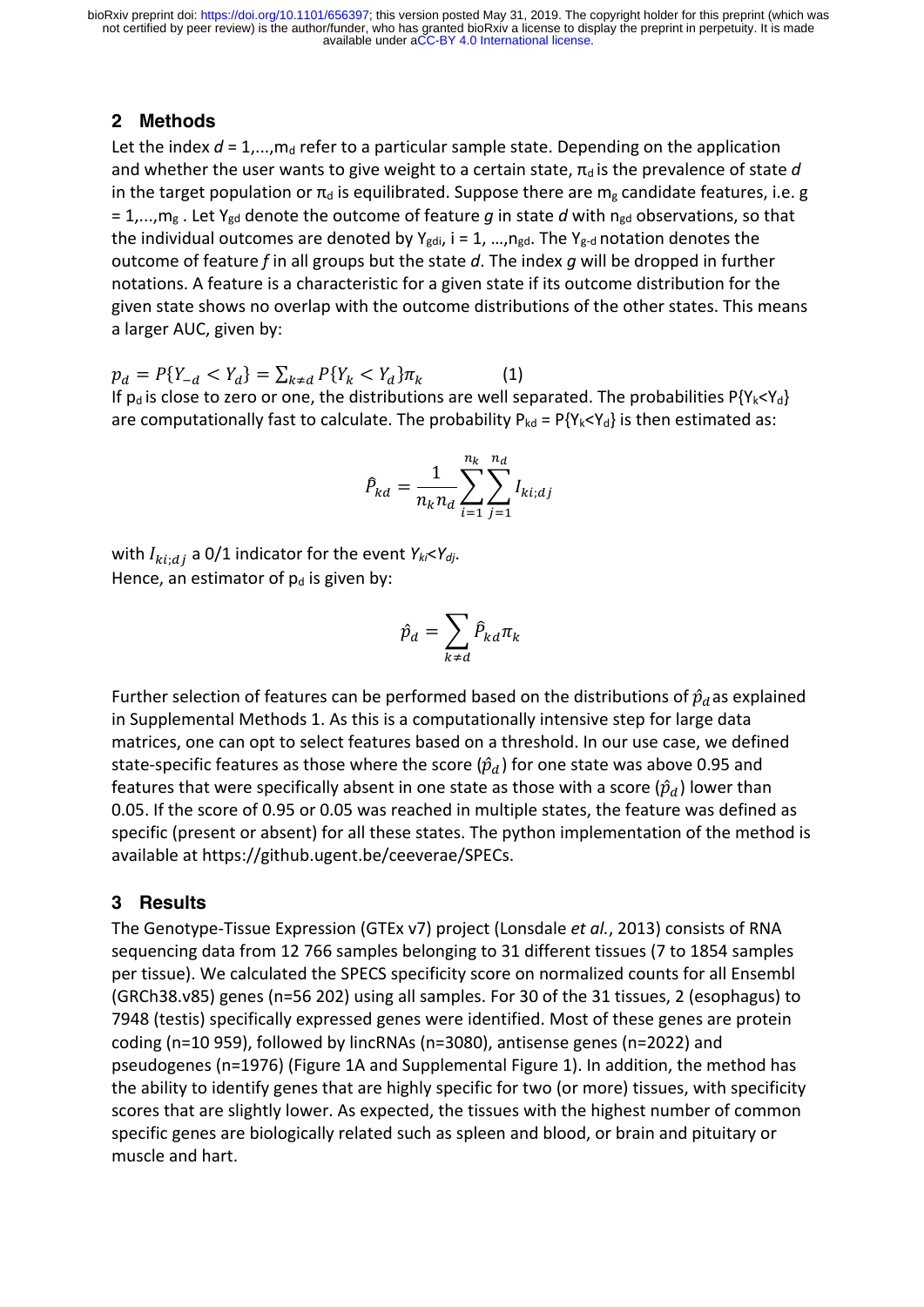## 2 Methods

Let the index $d = 1,...,m_d$ refer to a particular sample state. Depending on the application and whether the user wants to give weight to a certain state, $\pi_d$ is the prevalence of state $d$ in the target population or $\pi_d$ is equilibrated. Suppose there are $m_g$ candidate features, i.e. $g = 1,...,m_g$ . Let $Y_{gd}$ denote the outcome of feature $g$ in state $d$ with $n_{gd}$ observations, so that the individual outcomes are denoted by $Y_{gdi}$, $i = 1, ...,n_{gd}$. The $Y_{g\text{-}d}$ notation denotes the outcome of feature $f$ in all groups but the state $d$. The index $g$ will be dropped in further notations. A feature is a characteristic for a given state if its outcome distribution for the given state shows no overlap with the outcome distributions of the other states. This means a larger AUC, given by:

$$p_d = P\{Y_{-d} < Y_d\} = \sum_{k \neq d} P\{Y_k < Y_d\}\pi_k \qquad (1)$$

If $p_d$ is close to zero or one, the distributions are well separated. The probabilities $P\{Y_k<Y_d\}$ are computationally fast to calculate. The probability $P_{kd} = P\{Y_k<Y_d\}$ is then estimated as:

$$\hat{P}_{kd} = \frac{1}{n_k n_d} \sum_{i=1}^{n_k} \sum_{j=1}^{n_d} I_{ki;dj}$$

with $I_{ki;dj}$ a 0/1 indicator for the event $Y_{ki}<Y_{dj}$.
Hence, an estimator of $p_d$ is given by:

$$\hat{p}_d = \sum_{k \neq d} \hat{P}_{kd} \pi_k$$

Further selection of features can be performed based on the distributions of $\hat{p}_d$ as explained in Supplemental Methods 1. As this is a computationally intensive step for large data matrices, one can opt to select features based on a threshold. In our use case, we defined state-specific features as those where the score ($\hat{p}_d$) for one state was above 0.95 and features that were specifically absent in one state as those with a score ($\hat{p}_d$) lower than 0.05. If the score of 0.95 or 0.05 was reached in multiple states, the feature was defined as specific (present or absent) for all these states. The python implementation of the method is available at https://github.ugent.be/ceeverae/SPECs.

## 3 Results

The Genotype-Tissue Expression (GTEx v7) project (Lonsdale *et al.*, 2013) consists of RNA sequencing data from 12 766 samples belonging to 31 different tissues (7 to 1854 samples per tissue). We calculated the SPECS specificity score on normalized counts for all Ensembl (GRCh38.v85) genes (n=56 202) using all samples. For 30 of the 31 tissues, 2 (esophagus) to 7948 (testis) specifically expressed genes were identified. Most of these genes are protein coding (n=10 959), followed by lincRNAs (n=3080), antisense genes (n=2022) and pseudogenes (n=1976) (Figure 1A and Supplemental Figure 1). In addition, the method has the ability to identify genes that are highly specific for two (or more) tissues, with specificity scores that are slightly lower. As expected, the tissues with the highest number of common specific genes are biologically related such as spleen and blood, or brain and pituitary or muscle and hart.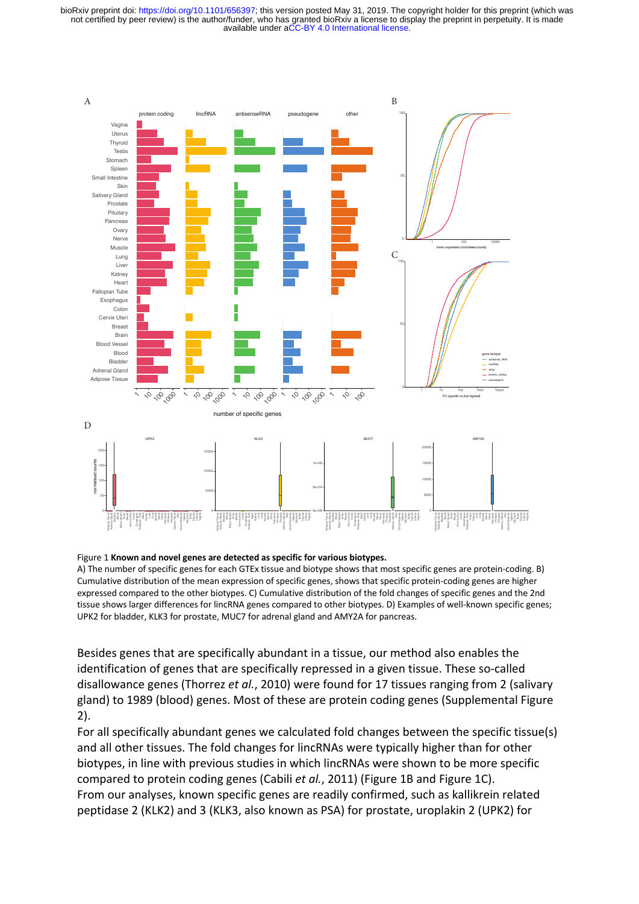A

protein coding
lincRNA
antisenseRNA
pseudogene
other

Vagina
Uterus
Thyroid
Testis
Stomach
Spleen
Small Intestine
Skin
Salivary Gland
Prostate
Pituitary
Pancreas
Ovary
Nerve
Muscle
Lung
Liver
Kidney
Heart
Fallopian Tube
Esophagus
Colon
Cervix Uteri
Breast
Brain
Blood Vessel
Blood
Bladder
Adrenal Gland
Adipose Tissue

1 10 100 1000 1 10 100 1000 1 10 100 1000 1 10 100 1000 1 10 100

number of specific genes

B

100
50
0
1 100 10000
mean expression (normalised counts)

C

100
50
0
1 10 100 1000 10000
FC (specific vs 2nd highest)

gene biotype
antisense_RNA
lincRNA
other
protein_coding
pseudogene

D

UPK2
KLK3
MUC7
AMY2A

normalised counts

Figure 1 **Known and novel genes are detected as specific for various biotypes.**
A) The number of specific genes for each GTEx tissue and biotype shows that most specific genes are protein-coding. B) Cumulative distribution of the mean expression of specific genes, shows that specific protein-coding genes are higher expressed compared to the other biotypes. C) Cumulative distribution of the fold changes of specific genes and the 2nd tissue shows larger differences for lincRNA genes compared to other biotypes. D) Examples of well-known specific genes; UPK2 for bladder, KLK3 for prostate, MUC7 for adrenal gland and AMY2A for pancreas.

Besides genes that are specifically abundant in a tissue, our method also enables the identification of genes that are specifically repressed in a given tissue. These so-called disallowance genes (Thorrez *et al.*, 2010) were found for 17 tissues ranging from 2 (salivary gland) to 1989 (blood) genes. Most of these are protein coding genes (Supplemental Figure 2).

For all specifically abundant genes we calculated fold changes between the specific tissue(s) and all other tissues. The fold changes for lincRNAs were typically higher than for other biotypes, in line with previous studies in which lincRNAs were shown to be more specific compared to protein coding genes (Cabili *et al.*, 2011) (Figure 1B and Figure 1C).

From our analyses, known specific genes are readily confirmed, such as kallikrein related peptidase 2 (KLK2) and 3 (KLK3, also known as PSA) for prostate, uroplakin 2 (UPK2) for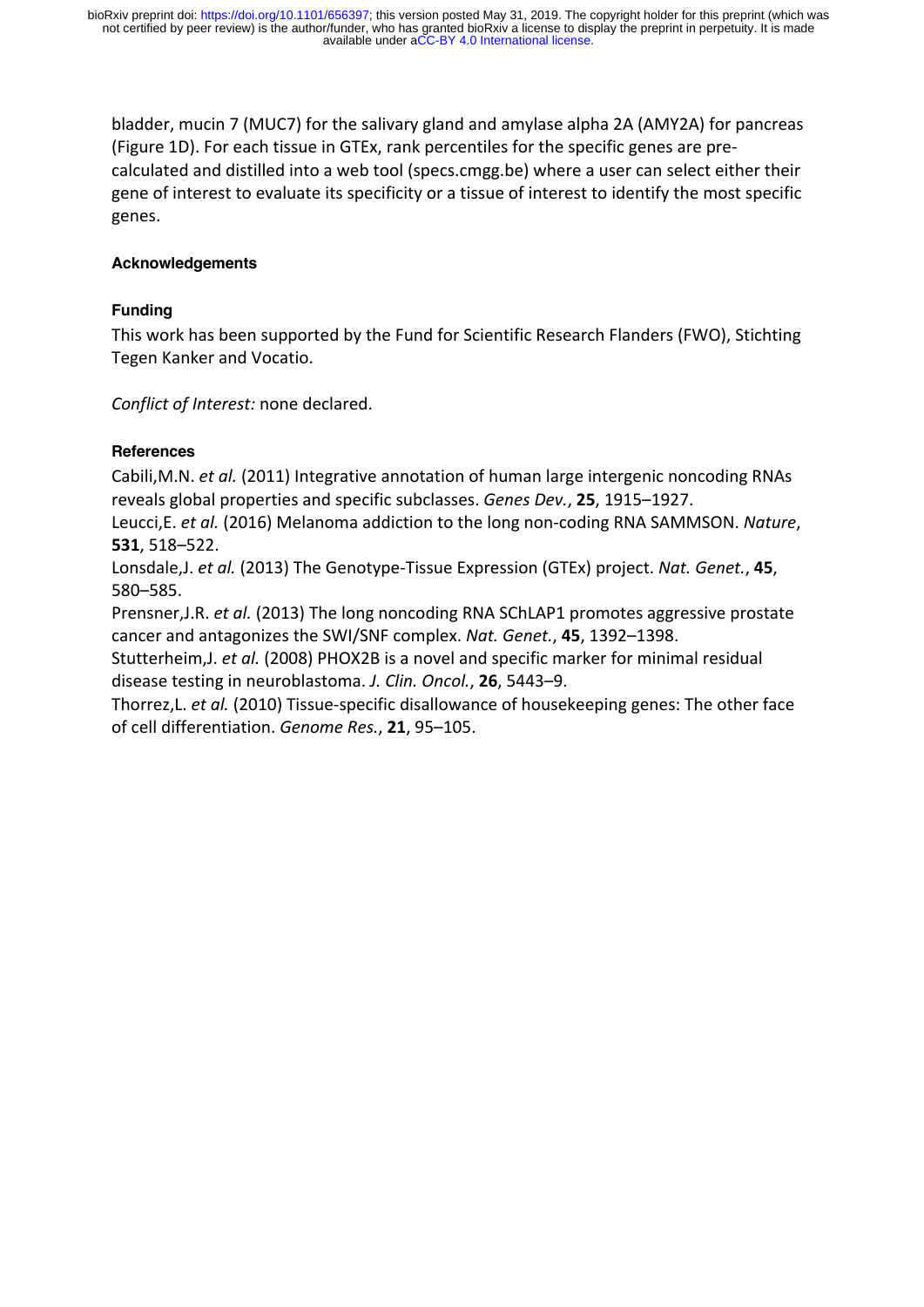bladder, mucin 7 (MUC7) for the salivary gland and amylase alpha 2A (AMY2A) for pancreas (Figure 1D). For each tissue in GTEx, rank percentiles for the specific genes are pre-calculated and distilled into a web tool (specs.cmgg.be) where a user can select either their gene of interest to evaluate its specificity or a tissue of interest to identify the most specific genes.

**Acknowledgements**

**Funding**

This work has been supported by the Fund for Scientific Research Flanders (FWO), Stichting Tegen Kanker and Vocatio.

*Conflict of Interest:* none declared.

**References**

Cabili,M.N. *et al.* (2011) Integrative annotation of human large intergenic noncoding RNAs reveals global properties and specific subclasses. *Genes Dev.*, **25**, 1915–1927.

Leucci,E. *et al.* (2016) Melanoma addiction to the long non-coding RNA SAMMSON. *Nature*, **531**, 518–522.

Lonsdale,J. *et al.* (2013) The Genotype-Tissue Expression (GTEx) project. *Nat. Genet.*, **45**, 580–585.

Prensner,J.R. *et al.* (2013) The long noncoding RNA SChLAP1 promotes aggressive prostate cancer and antagonizes the SWI/SNF complex. *Nat. Genet.*, **45**, 1392–1398.

Stutterheim,J. *et al.* (2008) PHOX2B is a novel and specific marker for minimal residual disease testing in neuroblastoma. *J. Clin. Oncol.*, **26**, 5443–9.

Thorrez,L. *et al.* (2010) Tissue-specific disallowance of housekeeping genes: The other face of cell differentiation. *Genome Res.*, **21**, 95–105.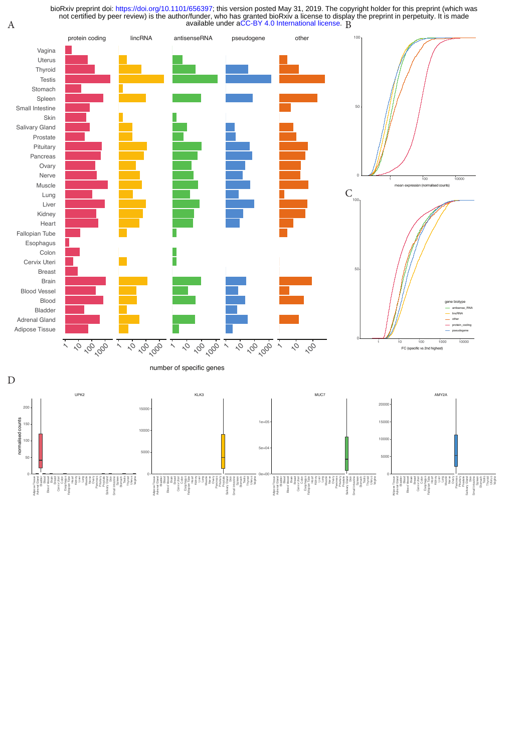A

protein coding

lincRNA

antisenseRNA

pseudogene

other

Vagina
Uterus
Thyroid
Testis
Stomach
Spleen
Small Intestine
Skin
Salivary Gland
Prostate
Pituitary
Pancreas
Ovary
Nerve
Muscle
Lung
Liver
Kidney
Heart
Fallopian Tube
Esophagus
Colon
Cervix Uteri
Breast
Brain
Blood Vessel
Blood
Bladder
Adrenal Gland
Adipose Tissue

1 10 100 1000 1 10 100 1000 1 10 100 1000 1 10 100 1000 1 10 100

number of specific genes

B

100

50

0

1 100 10000

mean expression (normalised counts)

C

100

50

0

1 10 100 1000 10000

FC (specific vs 2nd highest)

gene biotype
antisense_RNA
lincRNA
other
protein_coding
pseudogene

D

UPK2

normalised counts

200
150
100
50
0

KLK3

15000
10000
5000
0

MUC7

1e+05
5e+04
0e+00

AMY2A

20000
15000
10000
5000
0

Adipose Tissue, Adrenal Gland, Bladder, Blood, Blood Vessel, Brain, Breast, Cervix Uteri, Colon, Esophagus, Fallopian Tube, Heart, Kidney, Liver, Lung, Muscle, Nerve, Ovary, Pancreas, Pituitary, Prostate, Salivary Gland, Skin, Small Intestine, Spleen, Stomach, Testis, Thyroid, Uterus, Vagina